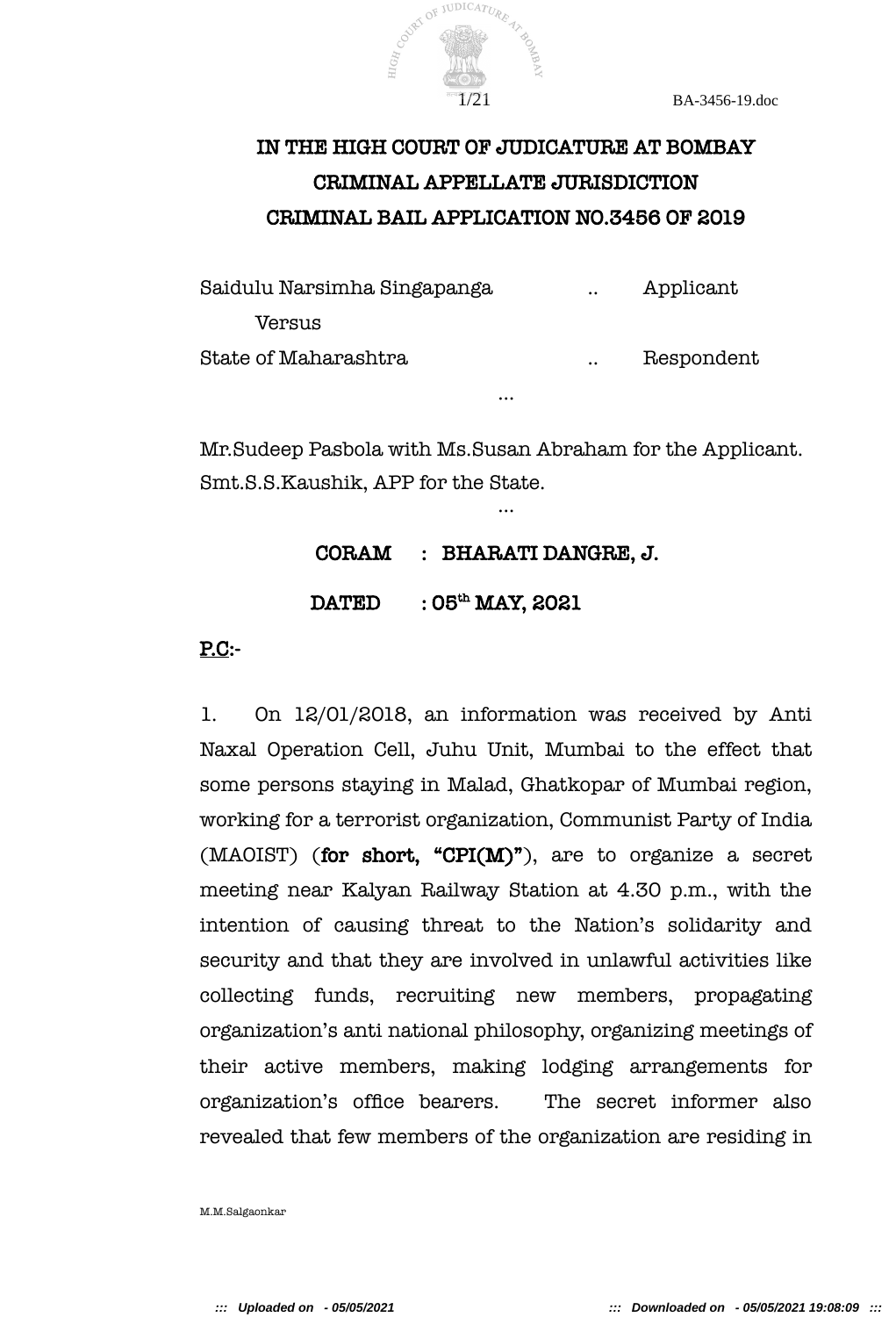# IN THE HIGH COURT OF JUDICATURE AT BOMBAY
## CRIMINAL APPELLATE JURISDICTION
## CRIMINAL BAIL APPLICATION NO.3456 OF 2019

Saidulu Narsimha Singapanga .. Applicant

Versus

State of Maharashtra .. Respondent

...

Mr.Sudeep Pasbola with Ms.Susan Abraham for the Applicant.
Smt.S.S.Kaushik, APP for the State.

...

**CORAM : BHARATI DANGRE, J.**

**DATED : 05th MAY, 2021**

P.C:-

1. On 12/01/2018, an information was received by Anti Naxal Operation Cell, Juhu Unit, Mumbai to the effect that some persons staying in Malad, Ghatkopar of Mumbai region, working for a terrorist organization, Communist Party of India (MAOIST) (**for short, "CPI(M)"**), are to organize a secret meeting near Kalyan Railway Station at 4.30 p.m., with the intention of causing threat to the Nation's solidarity and security and that they are involved in unlawful activities like collecting funds, recruiting new members, propagating organization's anti national philosophy, organizing meetings of their active members, making lodging arrangements for organization's office bearers. The secret informer also revealed that few members of the organization are residing in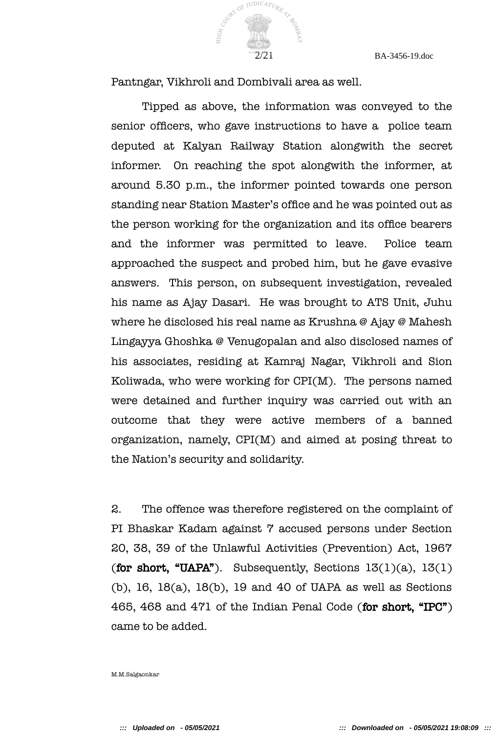Pantngar, Vikhroli and Dombivali area as well.

Tipped as above, the information was conveyed to the senior officers, who gave instructions to have a police team deputed at Kalyan Railway Station alongwith the secret informer. On reaching the spot alongwith the informer, at around 5.30 p.m., the informer pointed towards one person standing near Station Master's office and he was pointed out as the person working for the organization and its office bearers and the informer was permitted to leave. Police team approached the suspect and probed him, but he gave evasive answers. This person, on subsequent investigation, revealed his name as Ajay Dasari. He was brought to ATS Unit, Juhu where he disclosed his real name as Krushna @ Ajay @ Mahesh Lingayya Ghoshka @ Venugopalan and also disclosed names of his associates, residing at Kamraj Nagar, Vikhroli and Sion Koliwada, who were working for CPI(M). The persons named were detained and further inquiry was carried out with an outcome that they were active members of a banned organization, namely, CPI(M) and aimed at posing threat to the Nation's security and solidarity.

2. The offence was therefore registered on the complaint of PI Bhaskar Kadam against 7 accused persons under Section 20, 38, 39 of the Unlawful Activities (Prevention) Act, 1967 (**for short, "UAPA"**). Subsequently, Sections 13(1)(a), 13(1)(b), 16, 18(a), 18(b), 19 and 40 of UAPA as well as Sections 465, 468 and 471 of the Indian Penal Code (**for short, "IPC"**) came to be added.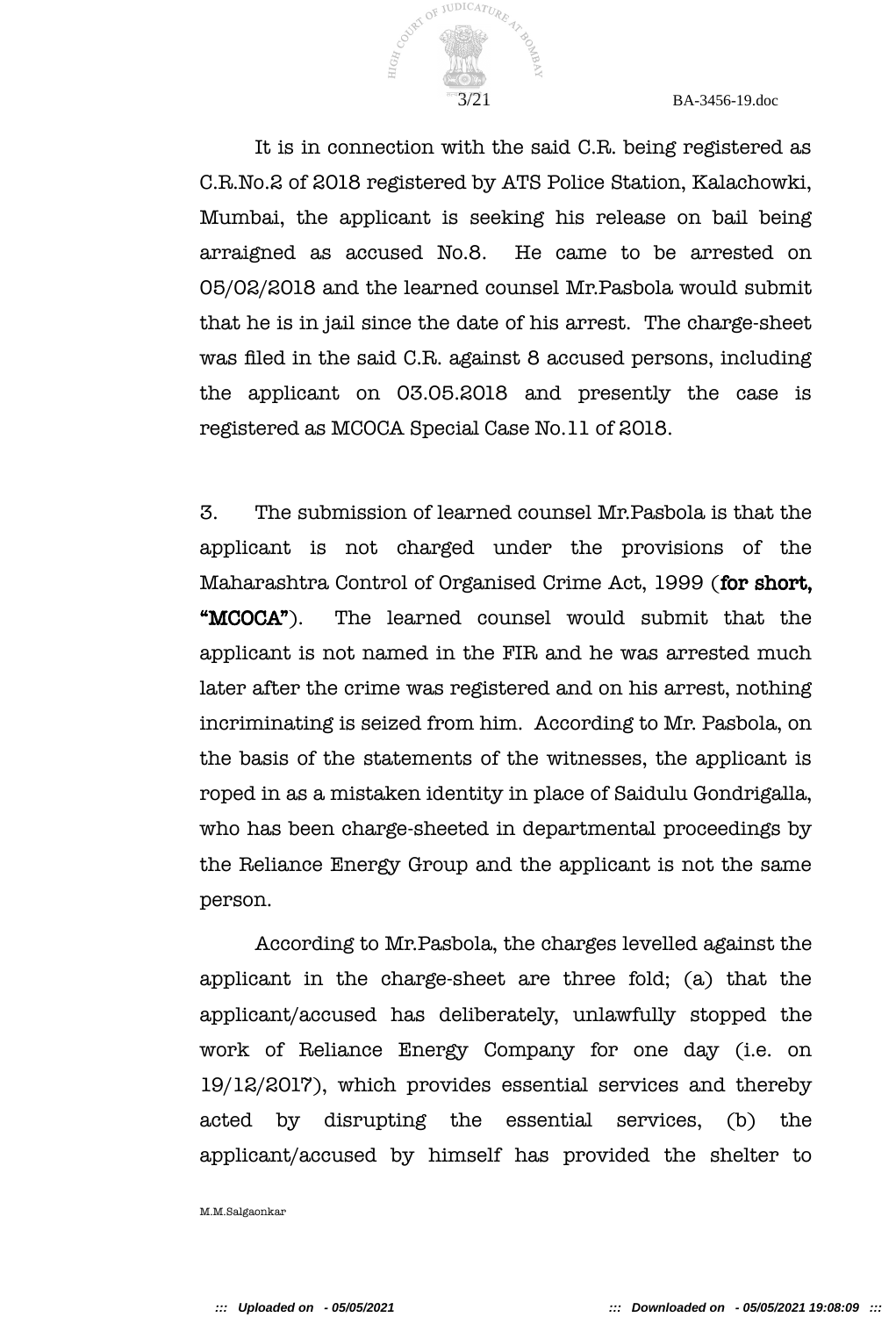It is in connection with the said C.R. being registered as C.R.No.2 of 2018 registered by ATS Police Station, Kalachowki, Mumbai, the applicant is seeking his release on bail being arraigned as accused No.8. He came to be arrested on 05/02/2018 and the learned counsel Mr.Pasbola would submit that he is in jail since the date of his arrest. The charge-sheet was filed in the said C.R. against 8 accused persons, including the applicant on 03.05.2018 and presently the case is registered as MCOCA Special Case No.11 of 2018.

3. The submission of learned counsel Mr.Pasbola is that the applicant is not charged under the provisions of the Maharashtra Control of Organised Crime Act, 1999 (**for short, "MCOCA"**). The learned counsel would submit that the applicant is not named in the FIR and he was arrested much later after the crime was registered and on his arrest, nothing incriminating is seized from him. According to Mr. Pasbola, on the basis of the statements of the witnesses, the applicant is roped in as a mistaken identity in place of Saidulu Gondrigalla, who has been charge-sheeted in departmental proceedings by the Reliance Energy Group and the applicant is not the same person.

According to Mr.Pasbola, the charges levelled against the applicant in the charge-sheet are three fold; (a) that the applicant/accused has deliberately, unlawfully stopped the work of Reliance Energy Company for one day (i.e. on 19/12/2017), which provides essential services and thereby acted by disrupting the essential services, (b) the applicant/accused by himself has provided the shelter to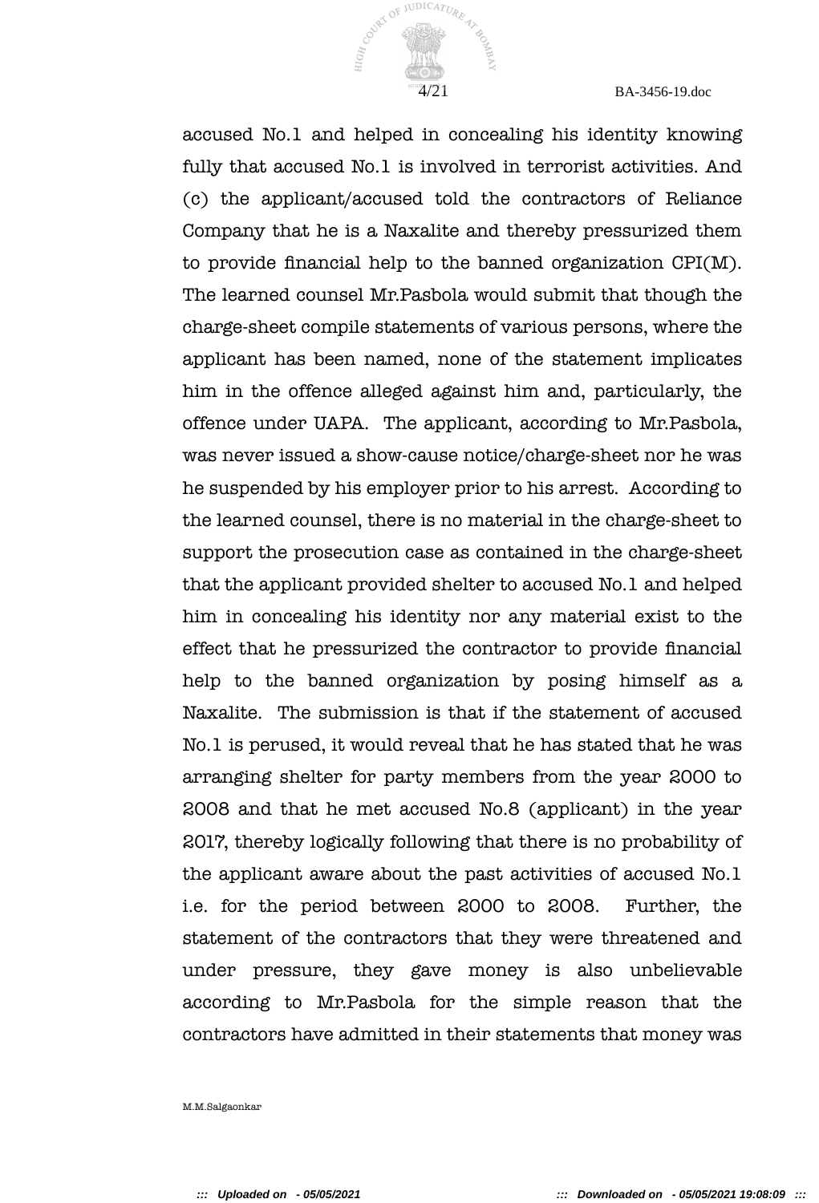accused No.1 and helped in concealing his identity knowing fully that accused No.1 is involved in terrorist activities. And (c) the applicant/accused told the contractors of Reliance Company that he is a Naxalite and thereby pressurized them to provide financial help to the banned organization CPI(M). The learned counsel Mr.Pasbola would submit that though the charge-sheet compile statements of various persons, where the applicant has been named, none of the statement implicates him in the offence alleged against him and, particularly, the offence under UAPA. The applicant, according to Mr.Pasbola, was never issued a show-cause notice/charge-sheet nor he was he suspended by his employer prior to his arrest. According to the learned counsel, there is no material in the charge-sheet to support the prosecution case as contained in the charge-sheet that the applicant provided shelter to accused No.1 and helped him in concealing his identity nor any material exist to the effect that he pressurized the contractor to provide financial help to the banned organization by posing himself as a Naxalite. The submission is that if the statement of accused No.1 is perused, it would reveal that he has stated that he was arranging shelter for party members from the year 2000 to 2008 and that he met accused No.8 (applicant) in the year 2017, thereby logically following that there is no probability of the applicant aware about the past activities of accused No.1 i.e. for the period between 2000 to 2008. Further, the statement of the contractors that they were threatened and under pressure, they gave money is also unbelievable according to Mr.Pasbola for the simple reason that the contractors have admitted in their statements that money was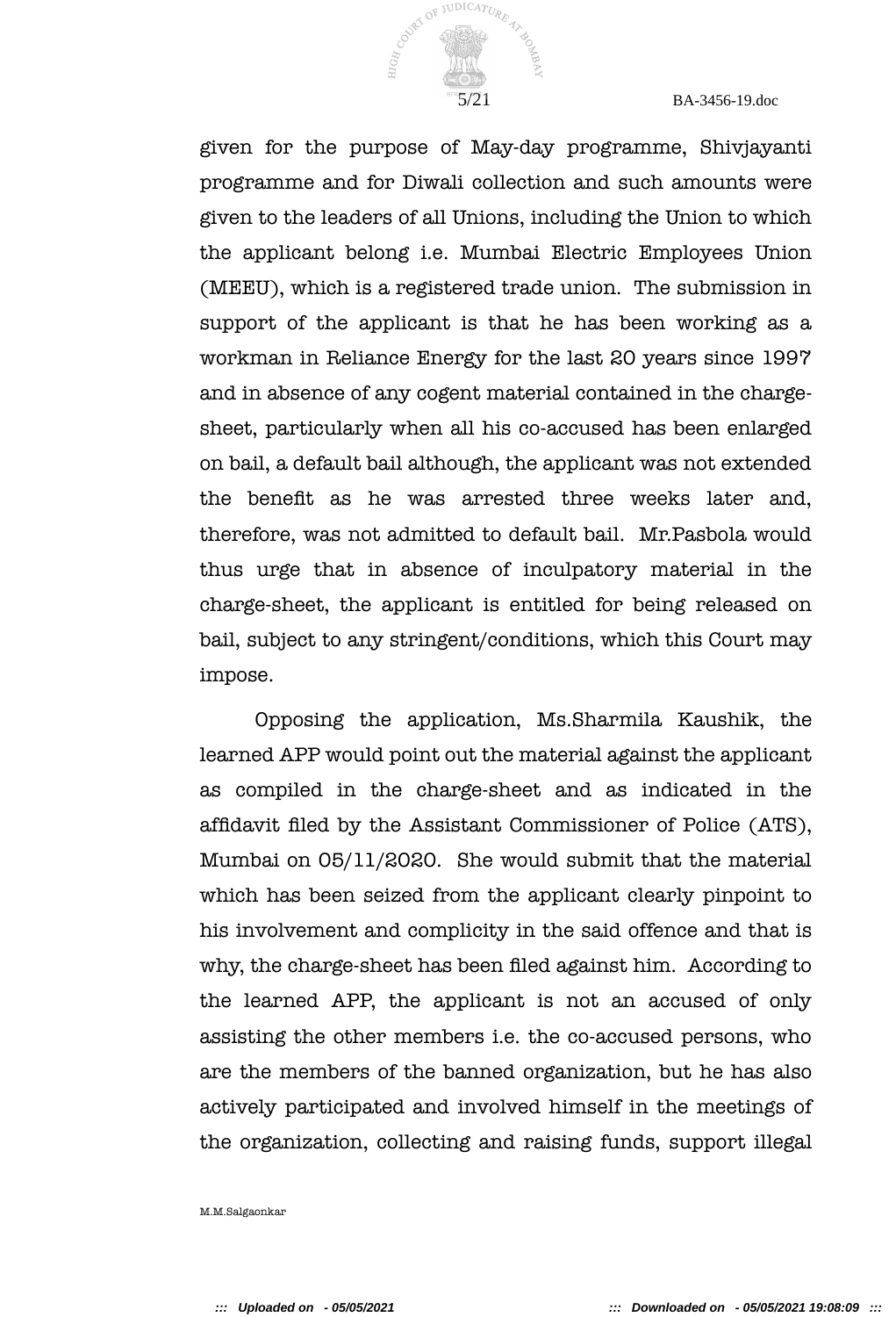given for the purpose of May-day programme, Shivjayanti programme and for Diwali collection and such amounts were given to the leaders of all Unions, including the Union to which the applicant belong i.e. Mumbai Electric Employees Union (MEEU), which is a registered trade union. The submission in support of the applicant is that he has been working as a workman in Reliance Energy for the last 20 years since 1997 and in absence of any cogent material contained in the charge-sheet, particularly when all his co-accused has been enlarged on bail, a default bail although, the applicant was not extended the benefit as he was arrested three weeks later and, therefore, was not admitted to default bail. Mr.Pasbola would thus urge that in absence of inculpatory material in the charge-sheet, the applicant is entitled for being released on bail, subject to any stringent/conditions, which this Court may impose.

Opposing the application, Ms.Sharmila Kaushik, the learned APP would point out the material against the applicant as compiled in the charge-sheet and as indicated in the affidavit filed by the Assistant Commissioner of Police (ATS), Mumbai on 05/11/2020. She would submit that the material which has been seized from the applicant clearly pinpoint to his involvement and complicity in the said offence and that is why, the charge-sheet has been filed against him. According to the learned APP, the applicant is not an accused of only assisting the other members i.e. the co-accused persons, who are the members of the banned organization, but he has also actively participated and involved himself in the meetings of the organization, collecting and raising funds, support illegal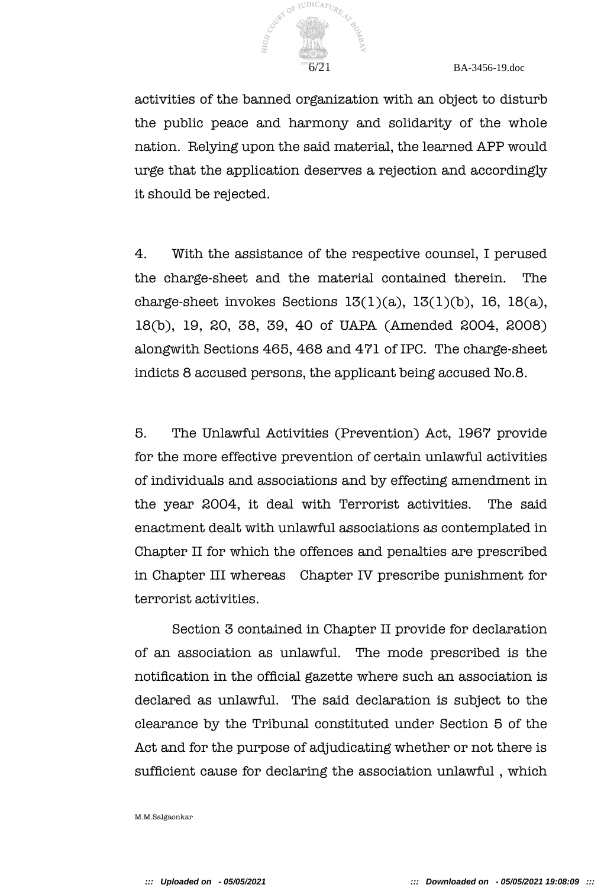activities of the banned organization with an object to disturb the public peace and harmony and solidarity of the whole nation. Relying upon the said material, the learned APP would urge that the application deserves a rejection and accordingly it should be rejected.

4. With the assistance of the respective counsel, I perused the charge-sheet and the material contained therein. The charge-sheet invokes Sections 13(1)(a), 13(1)(b), 16, 18(a), 18(b), 19, 20, 38, 39, 40 of UAPA (Amended 2004, 2008) alongwith Sections 465, 468 and 471 of IPC. The charge-sheet indicts 8 accused persons, the applicant being accused No.8.

5. The Unlawful Activities (Prevention) Act, 1967 provide for the more effective prevention of certain unlawful activities of individuals and associations and by effecting amendment in the year 2004, it deal with Terrorist activities. The said enactment dealt with unlawful associations as contemplated in Chapter II for which the offences and penalties are prescribed in Chapter III whereas Chapter IV prescribe punishment for terrorist activities.

Section 3 contained in Chapter II provide for declaration of an association as unlawful. The mode prescribed is the notification in the official gazette where such an association is declared as unlawful. The said declaration is subject to the clearance by the Tribunal constituted under Section 5 of the Act and for the purpose of adjudicating whether or not there is sufficient cause for declaring the association unlawful , which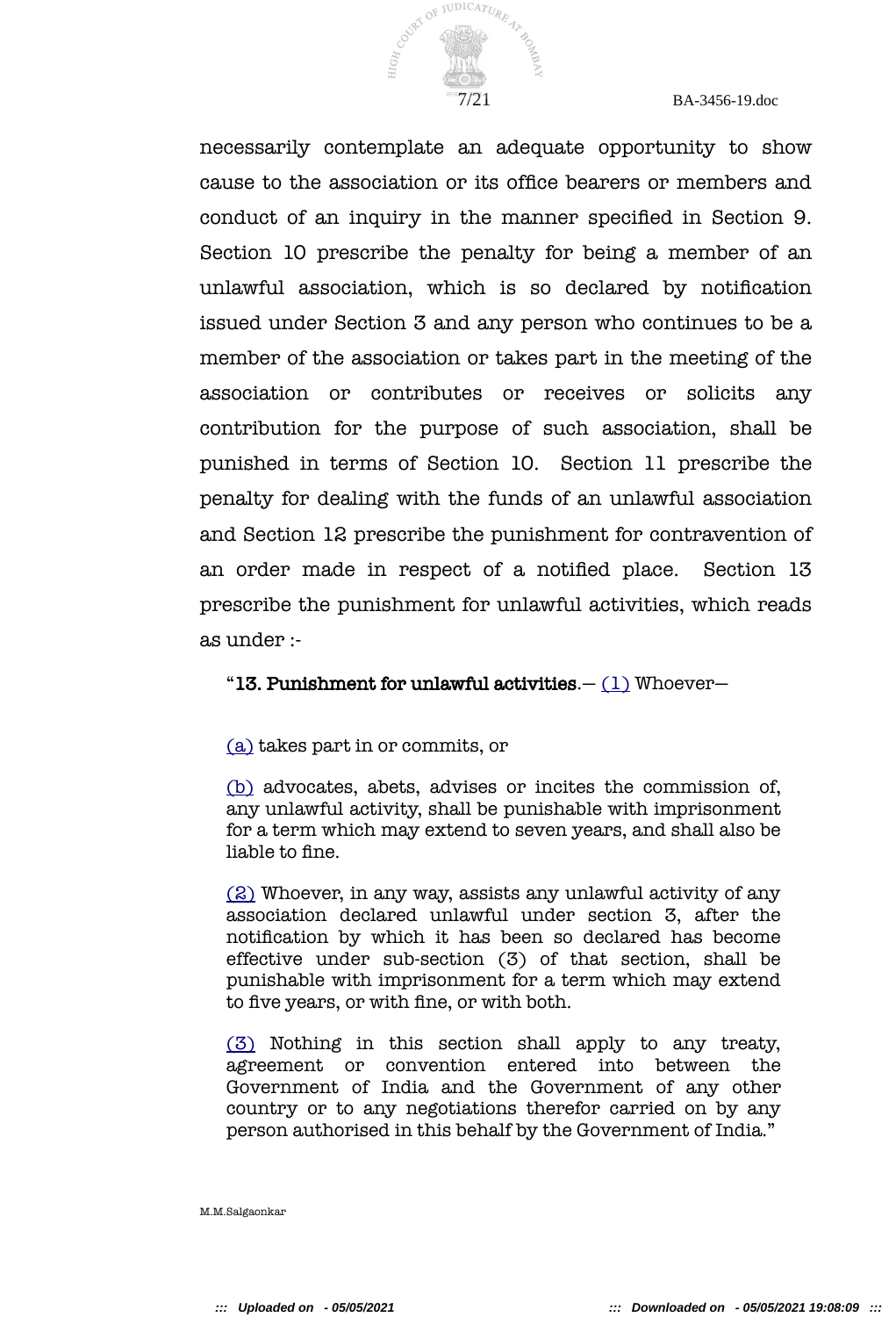necessarily contemplate an adequate opportunity to show cause to the association or its office bearers or members and conduct of an inquiry in the manner specified in Section 9. Section 10 prescribe the penalty for being a member of an unlawful association, which is so declared by notification issued under Section 3 and any person who continues to be a member of the association or takes part in the meeting of the association or contributes or receives or solicits any contribution for the purpose of such association, shall be punished in terms of Section 10. Section 11 prescribe the penalty for dealing with the funds of an unlawful association and Section 12 prescribe the punishment for contravention of an order made in respect of a notified place. Section 13 prescribe the punishment for unlawful activities, which reads as under :-

> "**13. Punishment for unlawful activities**.— (1) Whoever—
>
> (a) takes part in or commits, or
>
> (b) advocates, abets, advises or incites the commission of, any unlawful activity, shall be punishable with imprisonment for a term which may extend to seven years, and shall also be liable to fine.
>
> (2) Whoever, in any way, assists any unlawful activity of any association declared unlawful under section 3, after the notification by which it has been so declared has become effective under sub-section (3) of that section, shall be punishable with imprisonment for a term which may extend to five years, or with fine, or with both.
>
> (3) Nothing in this section shall apply to any treaty, agreement or convention entered into between the Government of India and the Government of any other country or to any negotiations therefor carried on by any person authorised in this behalf by the Government of India."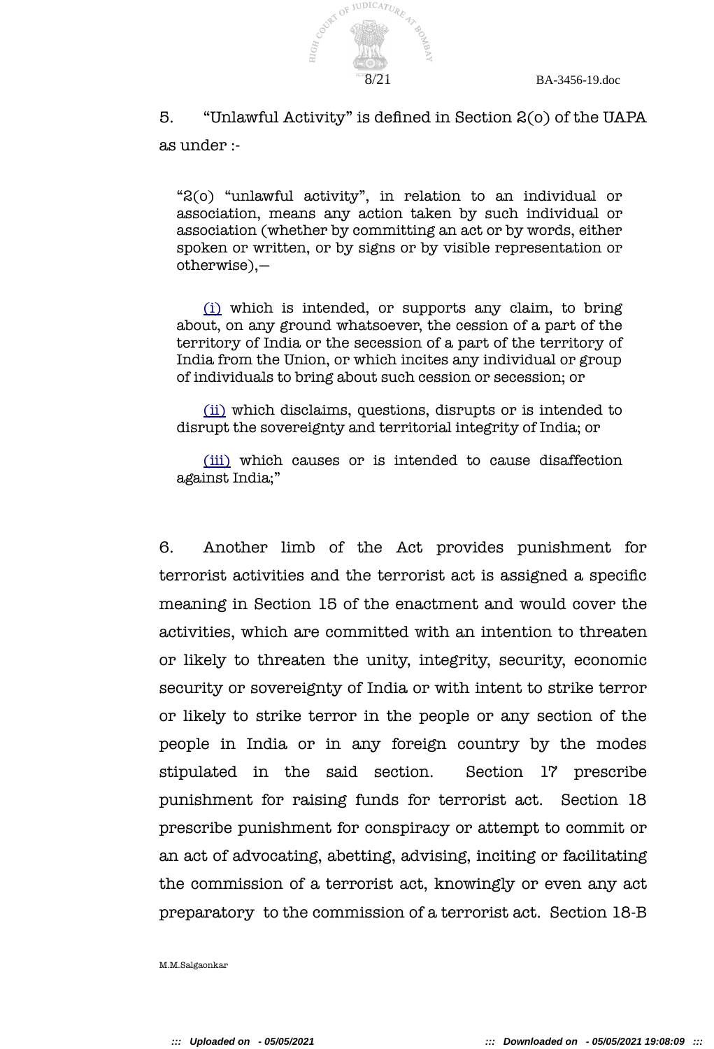5. "Unlawful Activity" is defined in Section 2(o) of the UAPA as under :-

> "2(o) "unlawful activity", in relation to an individual or association, means any action taken by such individual or association (whether by committing an act or by words, either spoken or written, or by signs or by visible representation or otherwise),—
>
> (i) which is intended, or supports any claim, to bring about, on any ground whatsoever, the cession of a part of the territory of India or the secession of a part of the territory of India from the Union, or which incites any individual or group of individuals to bring about such cession or secession; or
>
> (ii) which disclaims, questions, disrupts or is intended to disrupt the sovereignty and territorial integrity of India; or
>
> (iii) which causes or is intended to cause disaffection against India;"

6. Another limb of the Act provides punishment for terrorist activities and the terrorist act is assigned a specific meaning in Section 15 of the enactment and would cover the activities, which are committed with an intention to threaten or likely to threaten the unity, integrity, security, economic security or sovereignty of India or with intent to strike terror or likely to strike terror in the people or any section of the people in India or in any foreign country by the modes stipulated in the said section. Section 17 prescribe punishment for raising funds for terrorist act. Section 18 prescribe punishment for conspiracy or attempt to commit or an act of advocating, abetting, advising, inciting or facilitating the commission of a terrorist act, knowingly or even any act preparatory to the commission of a terrorist act. Section 18-B

M.M.Salgaonkar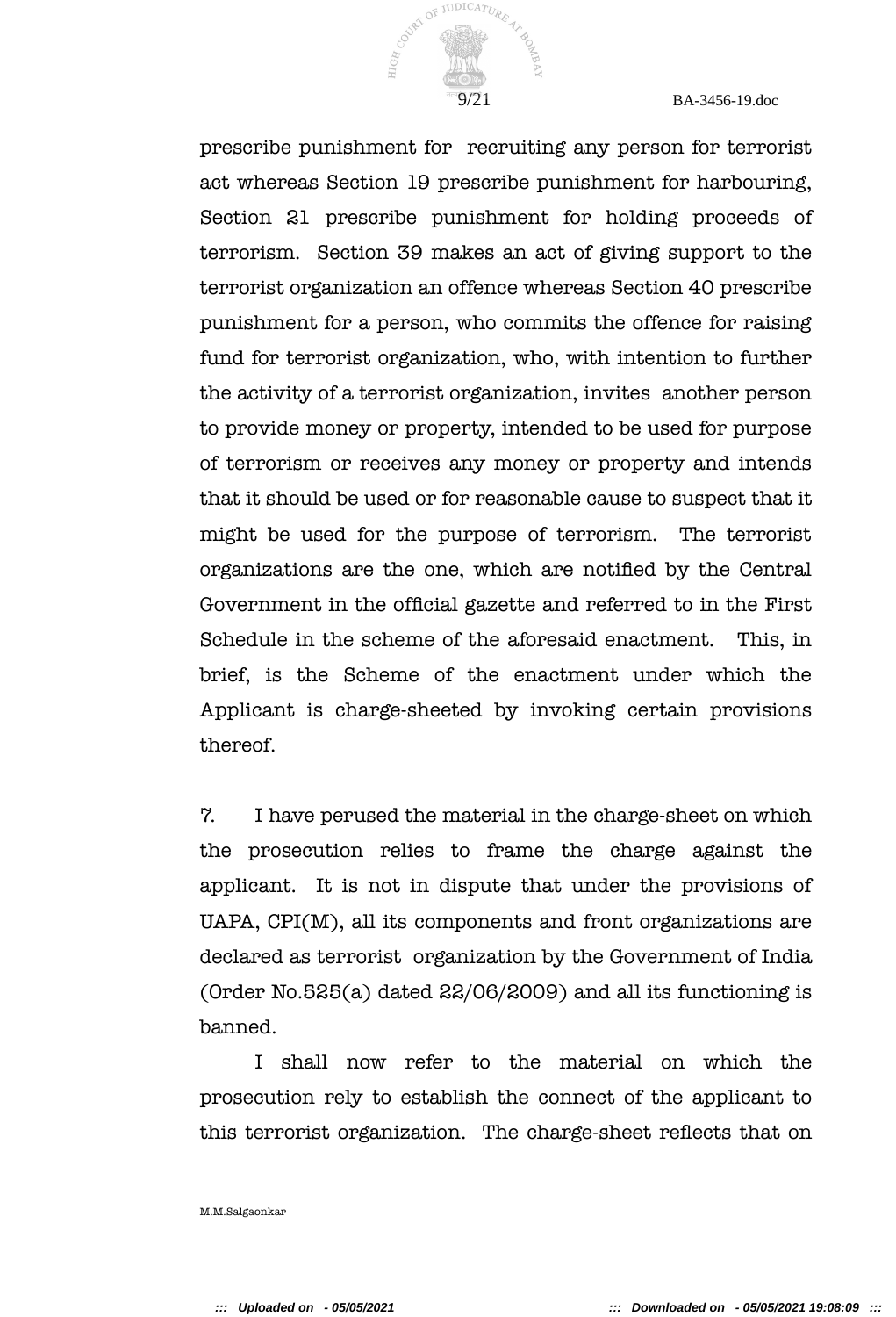prescribe punishment for recruiting any person for terrorist act whereas Section 19 prescribe punishment for harbouring, Section 21 prescribe punishment for holding proceeds of terrorism. Section 39 makes an act of giving support to the terrorist organization an offence whereas Section 40 prescribe punishment for a person, who commits the offence for raising fund for terrorist organization, who, with intention to further the activity of a terrorist organization, invites another person to provide money or property, intended to be used for purpose of terrorism or receives any money or property and intends that it should be used or for reasonable cause to suspect that it might be used for the purpose of terrorism. The terrorist organizations are the one, which are notified by the Central Government in the official gazette and referred to in the First Schedule in the scheme of the aforesaid enactment. This, in brief, is the Scheme of the enactment under which the Applicant is charge-sheeted by invoking certain provisions thereof.

7. I have perused the material in the charge-sheet on which the prosecution relies to frame the charge against the applicant. It is not in dispute that under the provisions of UAPA, CPI(M), all its components and front organizations are declared as terrorist organization by the Government of India (Order No.525(a) dated 22/06/2009) and all its functioning is banned.

I shall now refer to the material on which the prosecution rely to establish the connect of the applicant to this terrorist organization. The charge-sheet reflects that on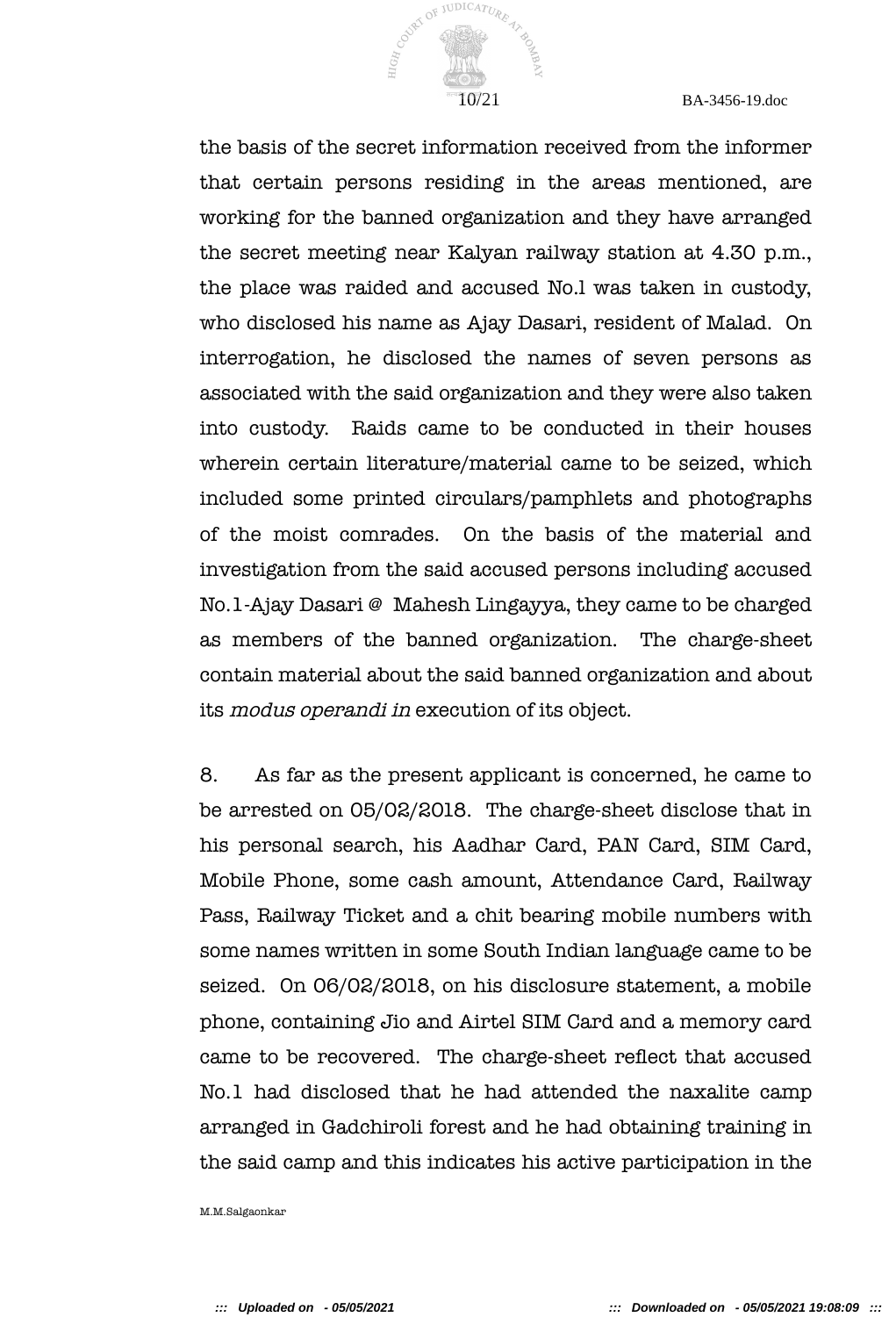the basis of the secret information received from the informer that certain persons residing in the areas mentioned, are working for the banned organization and they have arranged the secret meeting near Kalyan railway station at 4.30 p.m., the place was raided and accused No.1 was taken in custody, who disclosed his name as Ajay Dasari, resident of Malad. On interrogation, he disclosed the names of seven persons as associated with the said organization and they were also taken into custody. Raids came to be conducted in their houses wherein certain literature/material came to be seized, which included some printed circulars/pamphlets and photographs of the moist comrades. On the basis of the material and investigation from the said accused persons including accused No.1-Ajay Dasari @ Mahesh Lingayya, they came to be charged as members of the banned organization. The charge-sheet contain material about the said banned organization and about its *modus operandi in* execution of its object.

8. As far as the present applicant is concerned, he came to be arrested on 05/02/2018. The charge-sheet disclose that in his personal search, his Aadhar Card, PAN Card, SIM Card, Mobile Phone, some cash amount, Attendance Card, Railway Pass, Railway Ticket and a chit bearing mobile numbers with some names written in some South Indian language came to be seized. On 06/02/2018, on his disclosure statement, a mobile phone, containing Jio and Airtel SIM Card and a memory card came to be recovered. The charge-sheet reflect that accused No.1 had disclosed that he had attended the naxalite camp arranged in Gadchiroli forest and he had obtaining training in the said camp and this indicates his active participation in the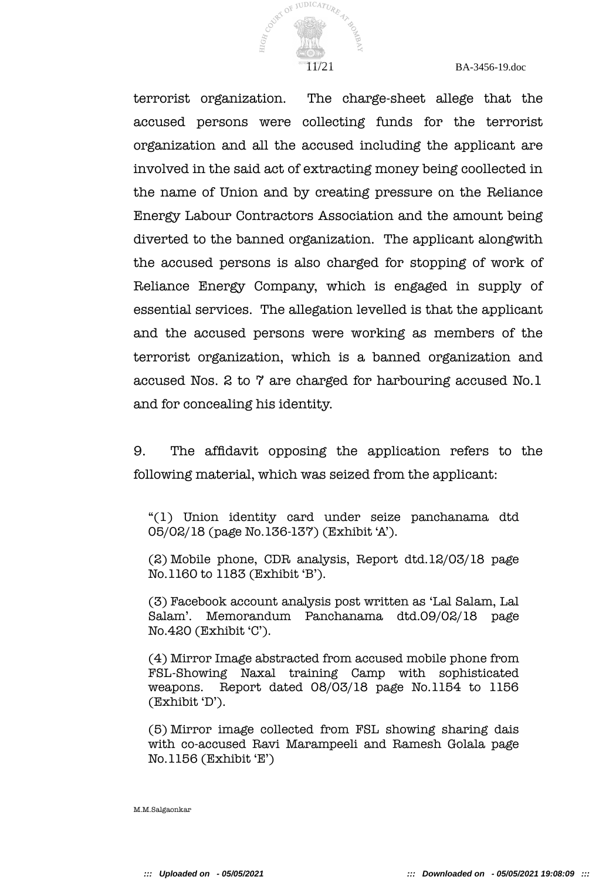terrorist organization. The charge-sheet allege that the accused persons were collecting funds for the terrorist organization and all the accused including the applicant are involved in the said act of extracting money being coollected in the name of Union and by creating pressure on the Reliance Energy Labour Contractors Association and the amount being diverted to the banned organization. The applicant alongwith the accused persons is also charged for stopping of work of Reliance Energy Company, which is engaged in supply of essential services. The allegation levelled is that the applicant and the accused persons were working as members of the terrorist organization, which is a banned organization and accused Nos. 2 to 7 are charged for harbouring accused No.1 and for concealing his identity.

9. The affidavit opposing the application refers to the following material, which was seized from the applicant:

> "(1) Union identity card under seize panchanama dtd 05/02/18 (page No.136-137) (Exhibit 'A').
>
> (2) Mobile phone, CDR analysis, Report dtd.12/03/18 page No.1160 to 1183 (Exhibit 'B').
>
> (3) Facebook account analysis post written as 'Lal Salam, Lal Salam'. Memorandum Panchanama dtd.09/02/18 page No.420 (Exhibit 'C').
>
> (4) Mirror Image abstracted from accused mobile phone from FSL-Showing Naxal training Camp with sophisticated weapons. Report dated 08/03/18 page No.1154 to 1156 (Exhibit 'D').
>
> (5) Mirror image collected from FSL showing sharing dais with co-accused Ravi Marampeeli and Ramesh Golala page No.1156 (Exhibit 'E')

M.M.Salgaonkar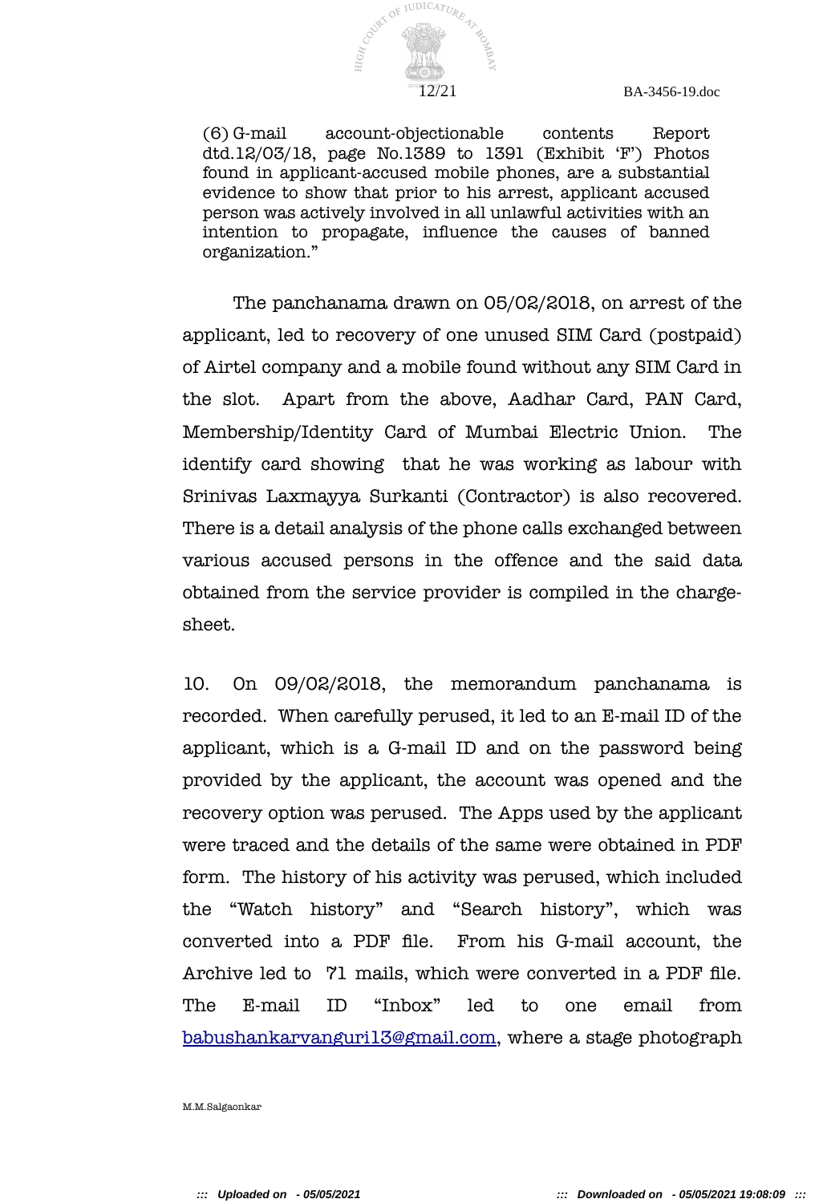(6) G-mail account-objectionable contents Report dtd.12/03/18, page No.1389 to 1391 (Exhibit 'F') Photos found in applicant-accused mobile phones, are a substantial evidence to show that prior to his arrest, applicant accused person was actively involved in all unlawful activities with an intention to propagate, influence the causes of banned organization."

The panchanama drawn on 05/02/2018, on arrest of the applicant, led to recovery of one unused SIM Card (postpaid) of Airtel company and a mobile found without any SIM Card in the slot. Apart from the above, Aadhar Card, PAN Card, Membership/Identity Card of Mumbai Electric Union. The identify card showing that he was working as labour with Srinivas Laxmayya Surkanti (Contractor) is also recovered. There is a detail analysis of the phone calls exchanged between various accused persons in the offence and the said data obtained from the service provider is compiled in the charge-sheet.

10. On 09/02/2018, the memorandum panchanama is recorded. When carefully perused, it led to an E-mail ID of the applicant, which is a G-mail ID and on the password being provided by the applicant, the account was opened and the recovery option was perused. The Apps used by the applicant were traced and the details of the same were obtained in PDF form. The history of his activity was perused, which included the "Watch history" and "Search history", which was converted into a PDF file. From his G-mail account, the Archive led to 71 mails, which were converted in a PDF file. The E-mail ID "Inbox" led to one email from babushankarvanguri13@gmail.com, where a stage photograph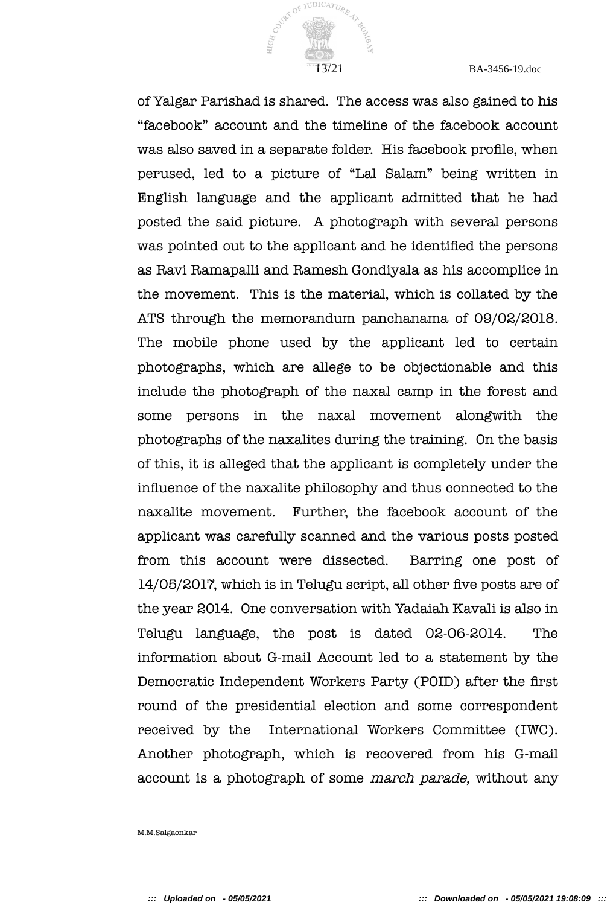of Yalgar Parishad is shared. The access was also gained to his "facebook" account and the timeline of the facebook account was also saved in a separate folder. His facebook profile, when perused, led to a picture of "Lal Salam" being written in English language and the applicant admitted that he had posted the said picture. A photograph with several persons was pointed out to the applicant and he identified the persons as Ravi Ramapalli and Ramesh Gondiyala as his accomplice in the movement. This is the material, which is collated by the ATS through the memorandum panchanama of 09/02/2018. The mobile phone used by the applicant led to certain photographs, which are allege to be objectionable and this include the photograph of the naxal camp in the forest and some persons in the naxal movement alongwith the photographs of the naxalites during the training. On the basis of this, it is alleged that the applicant is completely under the influence of the naxalite philosophy and thus connected to the naxalite movement. Further, the facebook account of the applicant was carefully scanned and the various posts posted from this account were dissected. Barring one post of 14/05/2017, which is in Telugu script, all other five posts are of the year 2014. One conversation with Yadaiah Kavali is also in Telugu language, the post is dated 02-06-2014. The information about G-mail Account led to a statement by the Democratic Independent Workers Party (POID) after the first round of the presidential election and some correspondent received by the International Workers Committee (IWC). Another photograph, which is recovered from his G-mail account is a photograph of some *march parade,* without any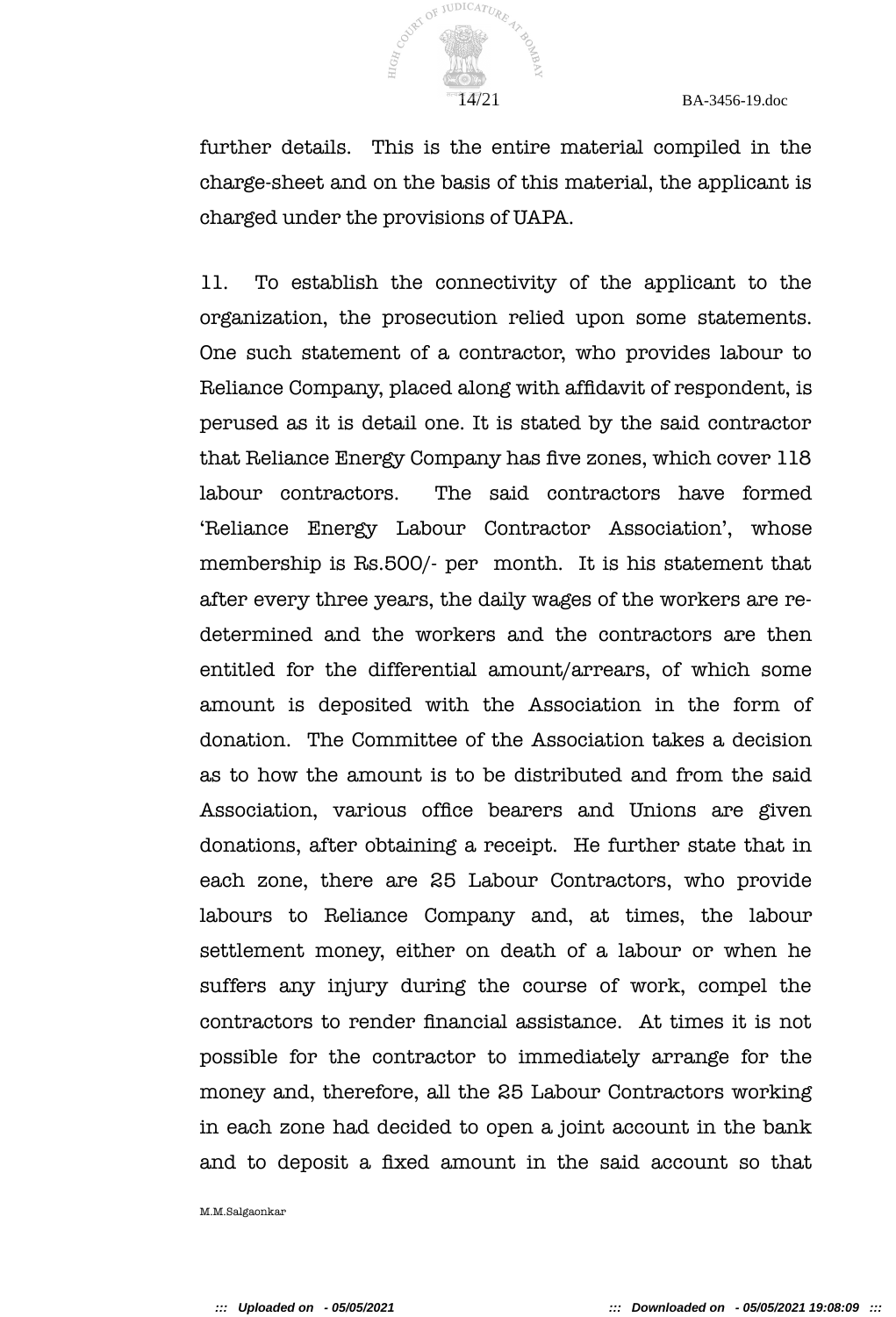further details. This is the entire material compiled in the charge-sheet and on the basis of this material, the applicant is charged under the provisions of UAPA.

11. To establish the connectivity of the applicant to the organization, the prosecution relied upon some statements. One such statement of a contractor, who provides labour to Reliance Company, placed along with affidavit of respondent, is perused as it is detail one. It is stated by the said contractor that Reliance Energy Company has five zones, which cover 118 labour contractors. The said contractors have formed 'Reliance Energy Labour Contractor Association', whose membership is Rs.500/- per month. It is his statement that after every three years, the daily wages of the workers are re-determined and the workers and the contractors are then entitled for the differential amount/arrears, of which some amount is deposited with the Association in the form of donation. The Committee of the Association takes a decision as to how the amount is to be distributed and from the said Association, various office bearers and Unions are given donations, after obtaining a receipt. He further state that in each zone, there are 25 Labour Contractors, who provide labours to Reliance Company and, at times, the labour settlement money, either on death of a labour or when he suffers any injury during the course of work, compel the contractors to render financial assistance. At times it is not possible for the contractor to immediately arrange for the money and, therefore, all the 25 Labour Contractors working in each zone had decided to open a joint account in the bank and to deposit a fixed amount in the said account so that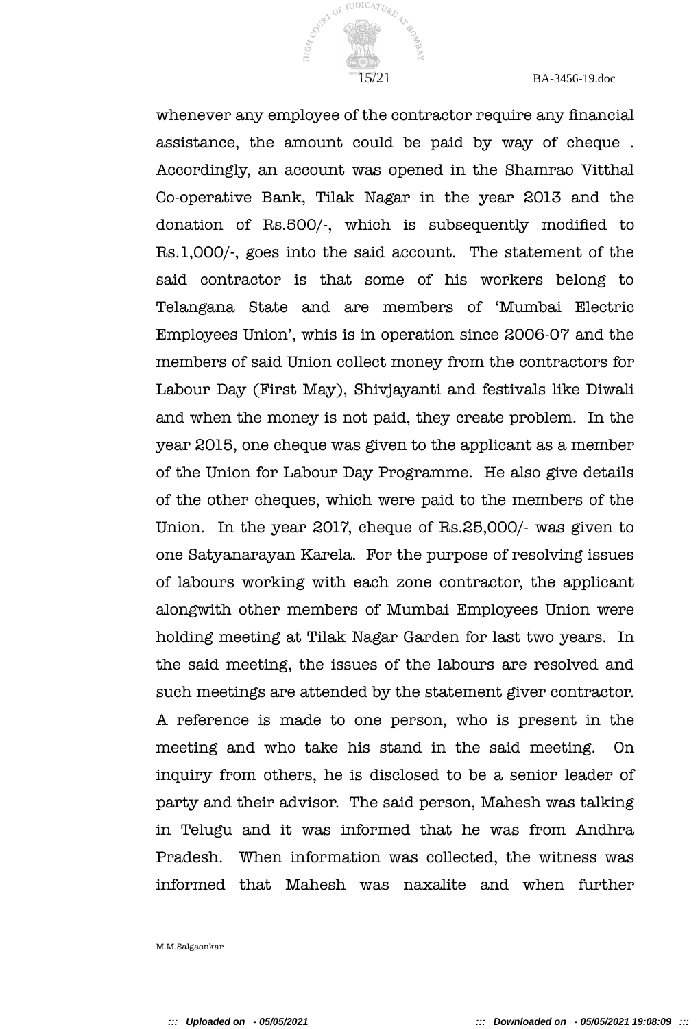whenever any employee of the contractor require any financial assistance, the amount could be paid by way of cheque . Accordingly, an account was opened in the Shamrao Vitthal Co-operative Bank, Tilak Nagar in the year 2013 and the donation of Rs.500/-, which is subsequently modified to Rs.1,000/-, goes into the said account. The statement of the said contractor is that some of his workers belong to Telangana State and are members of 'Mumbai Electric Employees Union', whis is in operation since 2006-07 and the members of said Union collect money from the contractors for Labour Day (First May), Shivjayanti and festivals like Diwali and when the money is not paid, they create problem. In the year 2015, one cheque was given to the applicant as a member of the Union for Labour Day Programme. He also give details of the other cheques, which were paid to the members of the Union. In the year 2017, cheque of Rs.25,000/- was given to one Satyanarayan Karela. For the purpose of resolving issues of labours working with each zone contractor, the applicant alongwith other members of Mumbai Employees Union were holding meeting at Tilak Nagar Garden for last two years. In the said meeting, the issues of the labours are resolved and such meetings are attended by the statement giver contractor. A reference is made to one person, who is present in the meeting and who take his stand in the said meeting. On inquiry from others, he is disclosed to be a senior leader of party and their advisor. The said person, Mahesh was talking in Telugu and it was informed that he was from Andhra Pradesh. When information was collected, the witness was informed that Mahesh was naxalite and when further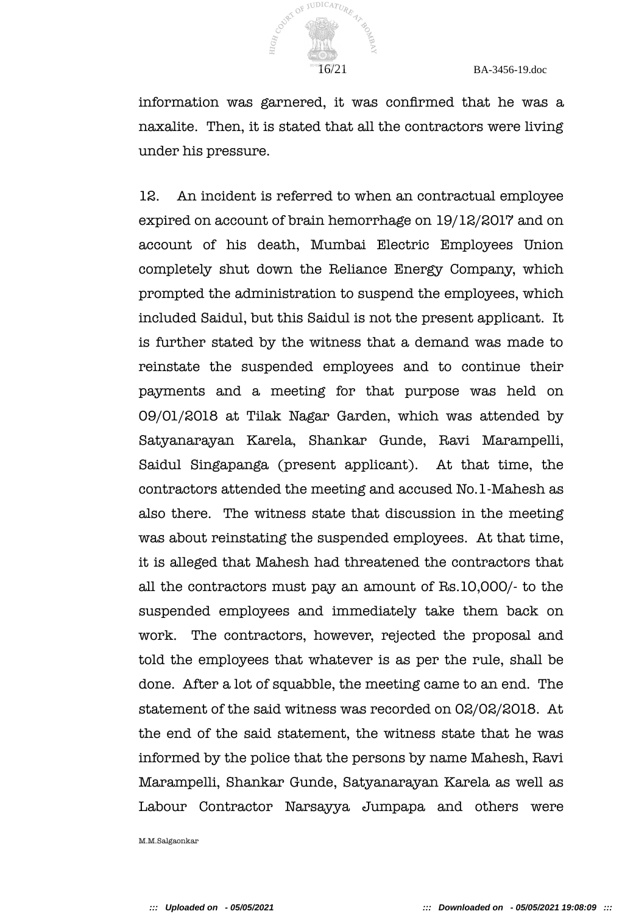information was garnered, it was confirmed that he was a naxalite. Then, it is stated that all the contractors were living under his pressure.

12. An incident is referred to when an contractual employee expired on account of brain hemorrhage on 19/12/2017 and on account of his death, Mumbai Electric Employees Union completely shut down the Reliance Energy Company, which prompted the administration to suspend the employees, which included Saidul, but this Saidul is not the present applicant. It is further stated by the witness that a demand was made to reinstate the suspended employees and to continue their payments and a meeting for that purpose was held on 09/01/2018 at Tilak Nagar Garden, which was attended by Satyanarayan Karela, Shankar Gunde, Ravi Marampelli, Saidul Singapanga (present applicant). At that time, the contractors attended the meeting and accused No.1-Mahesh as also there. The witness state that discussion in the meeting was about reinstating the suspended employees. At that time, it is alleged that Mahesh had threatened the contractors that all the contractors must pay an amount of Rs.10,000/- to the suspended employees and immediately take them back on work. The contractors, however, rejected the proposal and told the employees that whatever is as per the rule, shall be done. After a lot of squabble, the meeting came to an end. The statement of the said witness was recorded on 02/02/2018. At the end of the said statement, the witness state that he was informed by the police that the persons by name Mahesh, Ravi Marampelli, Shankar Gunde, Satyanarayan Karela as well as Labour Contractor Narsayya Jumpapa and others were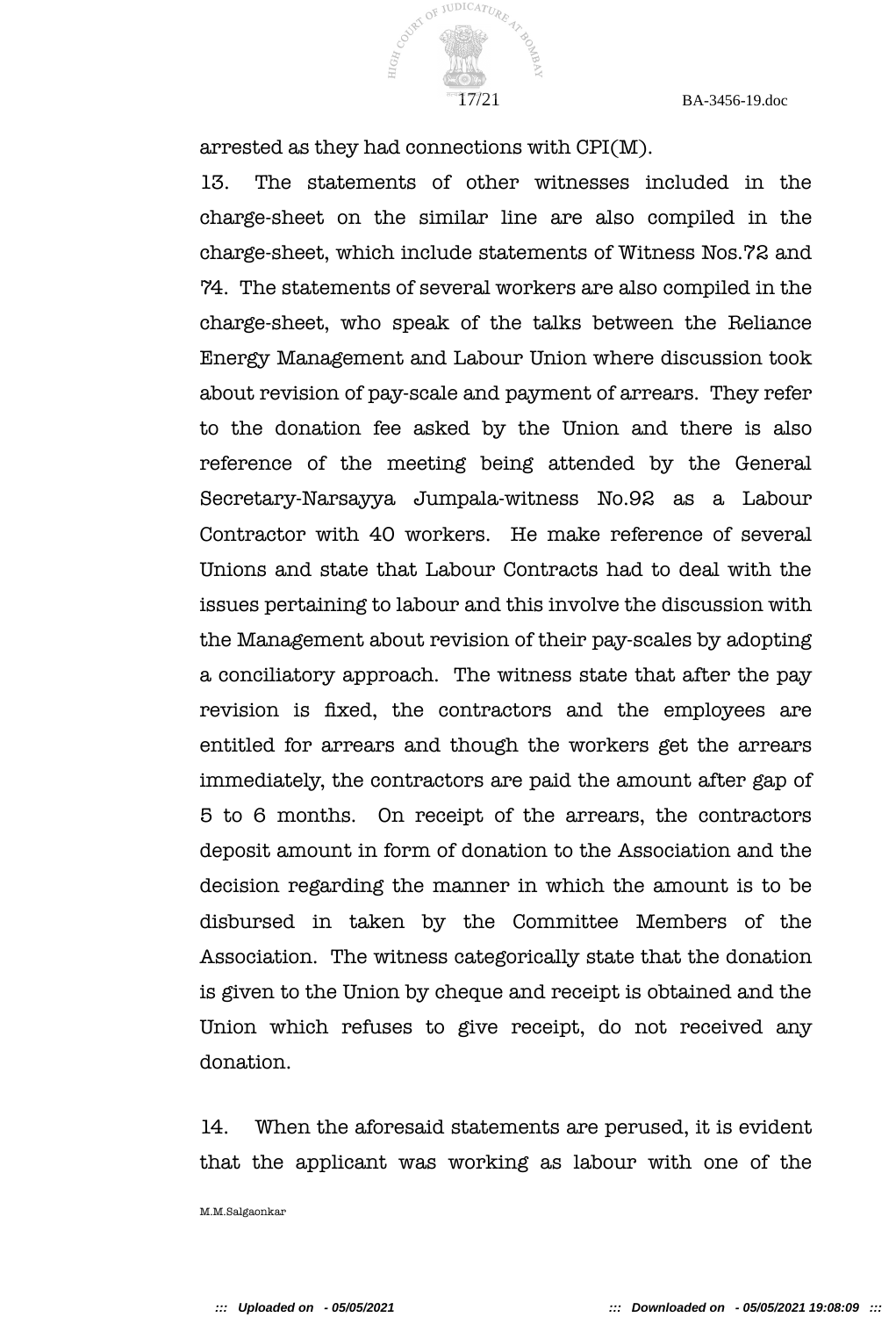arrested as they had connections with CPI(M).

13. The statements of other witnesses included in the charge-sheet on the similar line are also compiled in the charge-sheet, which include statements of Witness Nos.72 and 74. The statements of several workers are also compiled in the charge-sheet, who speak of the talks between the Reliance Energy Management and Labour Union where discussion took about revision of pay-scale and payment of arrears. They refer to the donation fee asked by the Union and there is also reference of the meeting being attended by the General Secretary-Narsayya Jumpala-witness No.92 as a Labour Contractor with 40 workers. He make reference of several Unions and state that Labour Contracts had to deal with the issues pertaining to labour and this involve the discussion with the Management about revision of their pay-scales by adopting a conciliatory approach. The witness state that after the pay revision is fixed, the contractors and the employees are entitled for arrears and though the workers get the arrears immediately, the contractors are paid the amount after gap of 5 to 6 months. On receipt of the arrears, the contractors deposit amount in form of donation to the Association and the decision regarding the manner in which the amount is to be disbursed in taken by the Committee Members of the Association. The witness categorically state that the donation is given to the Union by cheque and receipt is obtained and the Union which refuses to give receipt, do not received any donation.

14. When the aforesaid statements are perused, it is evident that the applicant was working as labour with one of the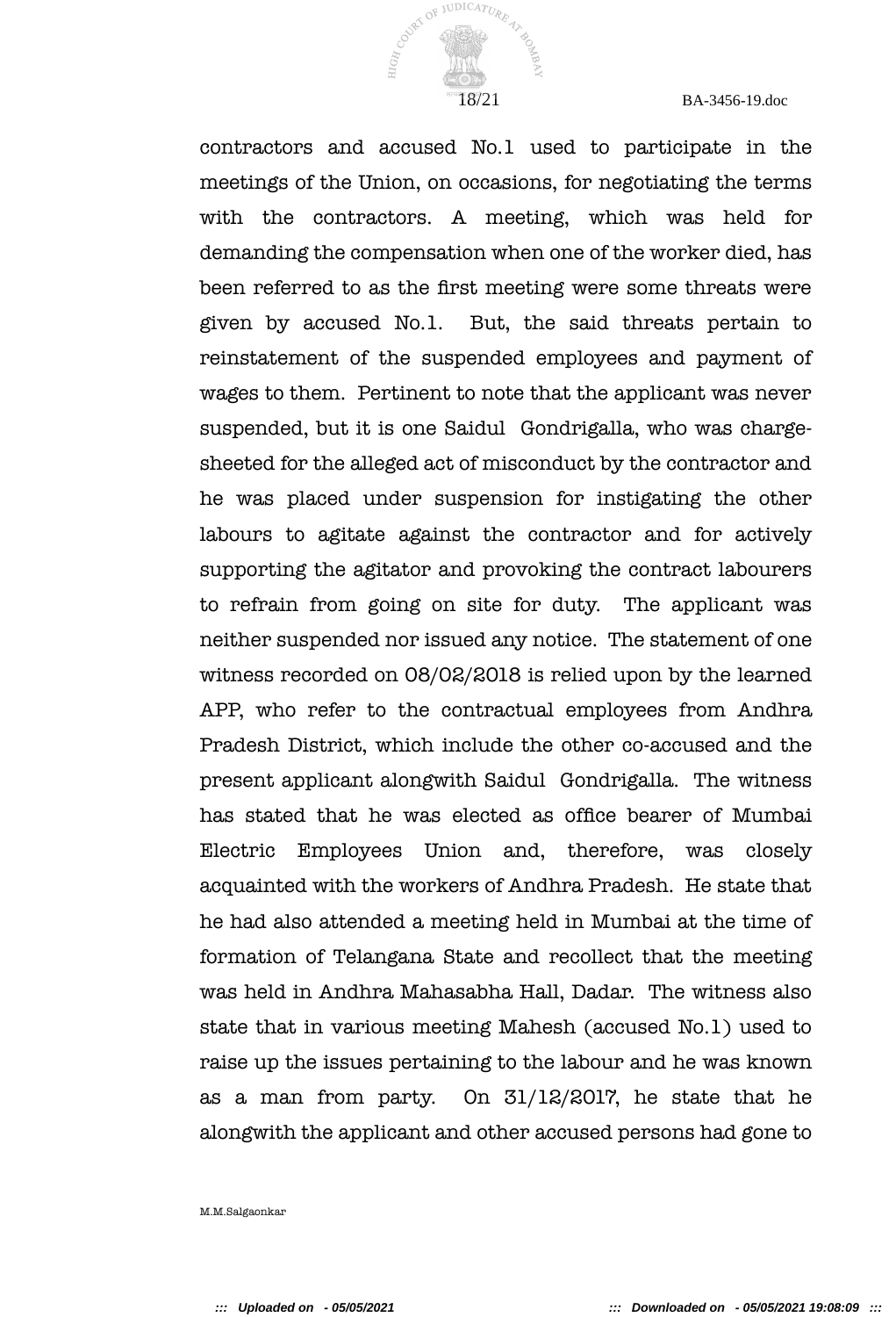contractors and accused No.1 used to participate in the meetings of the Union, on occasions, for negotiating the terms with the contractors. A meeting, which was held for demanding the compensation when one of the worker died, has been referred to as the first meeting were some threats were given by accused No.1. But, the said threats pertain to reinstatement of the suspended employees and payment of wages to them. Pertinent to note that the applicant was never suspended, but it is one Saidul Gondrigalla, who was charge-sheeted for the alleged act of misconduct by the contractor and he was placed under suspension for instigating the other labours to agitate against the contractor and for actively supporting the agitator and provoking the contract labourers to refrain from going on site for duty. The applicant was neither suspended nor issued any notice. The statement of one witness recorded on 08/02/2018 is relied upon by the learned APP, who refer to the contractual employees from Andhra Pradesh District, which include the other co-accused and the present applicant alongwith Saidul Gondrigalla. The witness has stated that he was elected as office bearer of Mumbai Electric Employees Union and, therefore, was closely acquainted with the workers of Andhra Pradesh. He state that he had also attended a meeting held in Mumbai at the time of formation of Telangana State and recollect that the meeting was held in Andhra Mahasabha Hall, Dadar. The witness also state that in various meeting Mahesh (accused No.1) used to raise up the issues pertaining to the labour and he was known as a man from party. On 31/12/2017, he state that he alongwith the applicant and other accused persons had gone to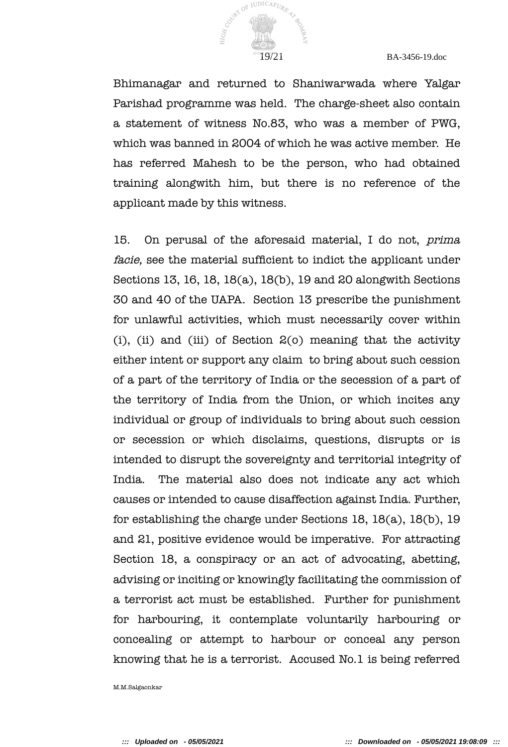Bhimanagar and returned to Shaniwarwada where Yalgar Parishad programme was held. The charge-sheet also contain a statement of witness No.83, who was a member of PWG, which was banned in 2004 of which he was active member. He has referred Mahesh to be the person, who had obtained training alongwith him, but there is no reference of the applicant made by this witness.

15. On perusal of the aforesaid material, I do not, *prima facie,* see the material sufficient to indict the applicant under Sections 13, 16, 18, 18(a), 18(b), 19 and 20 alongwith Sections 30 and 40 of the UAPA. Section 13 prescribe the punishment for unlawful activities, which must necessarily cover within (i), (ii) and (iii) of Section 2(o) meaning that the activity either intent or support any claim to bring about such cession of a part of the territory of India or the secession of a part of the territory of India from the Union, or which incites any individual or group of individuals to bring about such cession or secession or which disclaims, questions, disrupts or is intended to disrupt the sovereignty and territorial integrity of India. The material also does not indicate any act which causes or intended to cause disaffection against India. Further, for establishing the charge under Sections 18, 18(a), 18(b), 19 and 21, positive evidence would be imperative. For attracting Section 18, a conspiracy or an act of advocating, abetting, advising or inciting or knowingly facilitating the commission of a terrorist act must be established. Further for punishment for harbouring, it contemplate voluntarily harbouring or concealing or attempt to harbour or conceal any person knowing that he is a terrorist. Accused No.1 is being referred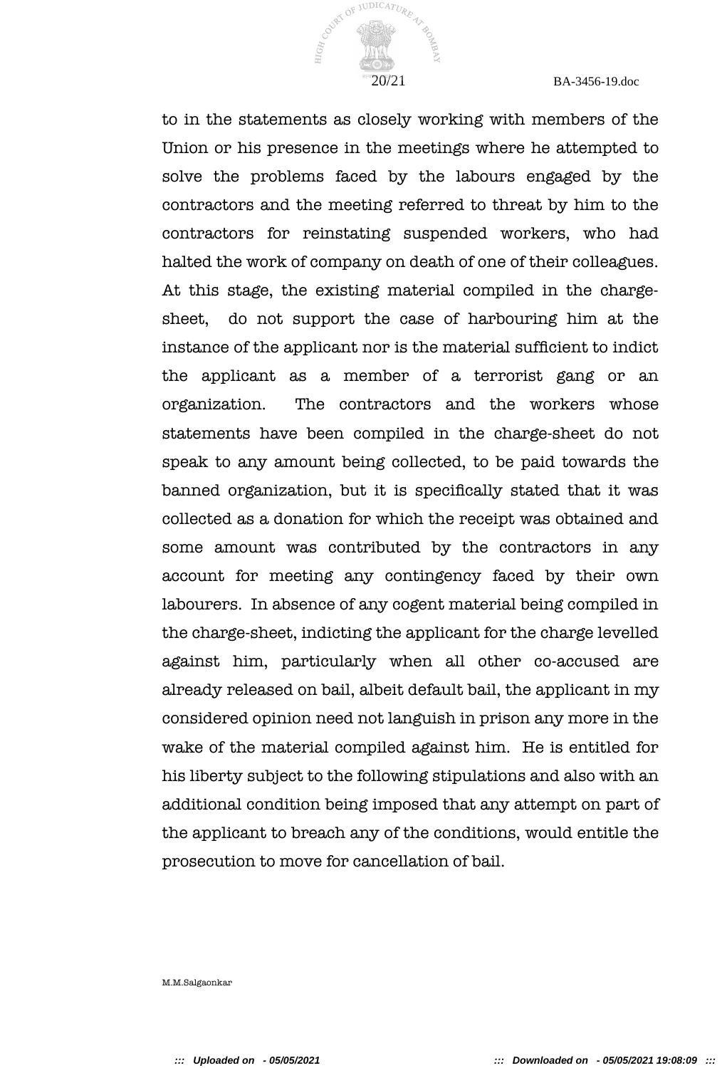to in the statements as closely working with members of the Union or his presence in the meetings where he attempted to solve the problems faced by the labours engaged by the contractors and the meeting referred to threat by him to the contractors for reinstating suspended workers, who had halted the work of company on death of one of their colleagues. At this stage, the existing material compiled in the charge-sheet, do not support the case of harbouring him at the instance of the applicant nor is the material sufficient to indict the applicant as a member of a terrorist gang or an organization. The contractors and the workers whose statements have been compiled in the charge-sheet do not speak to any amount being collected, to be paid towards the banned organization, but it is specifically stated that it was collected as a donation for which the receipt was obtained and some amount was contributed by the contractors in any account for meeting any contingency faced by their own labourers. In absence of any cogent material being compiled in the charge-sheet, indicting the applicant for the charge levelled against him, particularly when all other co-accused are already released on bail, albeit default bail, the applicant in my considered opinion need not languish in prison any more in the wake of the material compiled against him. He is entitled for his liberty subject to the following stipulations and also with an additional condition being imposed that any attempt on part of the applicant to breach any of the conditions, would entitle the prosecution to move for cancellation of bail.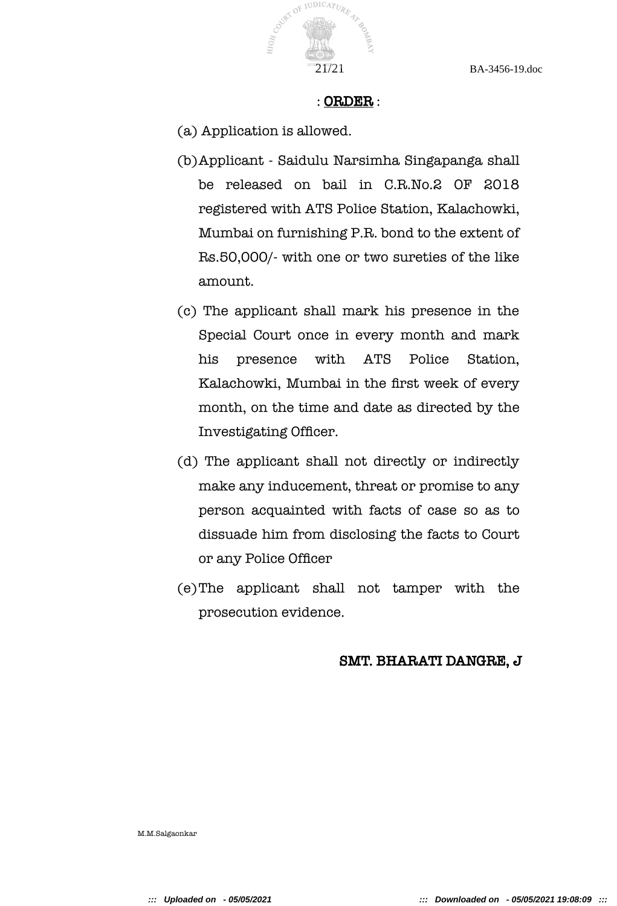: **ORDER** :

(a) Application is allowed.

(b) Applicant - Saidulu Narsimha Singapanga shall be released on bail in C.R.No.2 OF 2018 registered with ATS Police Station, Kalachowki, Mumbai on furnishing P.R. bond to the extent of Rs.50,000/- with one or two sureties of the like amount.

(c) The applicant shall mark his presence in the Special Court once in every month and mark his presence with ATS Police Station, Kalachowki, Mumbai in the first week of every month, on the time and date as directed by the Investigating Officer.

(d) The applicant shall not directly or indirectly make any inducement, threat or promise to any person acquainted with facts of case so as to dissuade him from disclosing the facts to Court or any Police Officer

(e) The applicant shall not tamper with the prosecution evidence.

**SMT. BHARATI DANGRE, J**

M.M.Salgaonkar